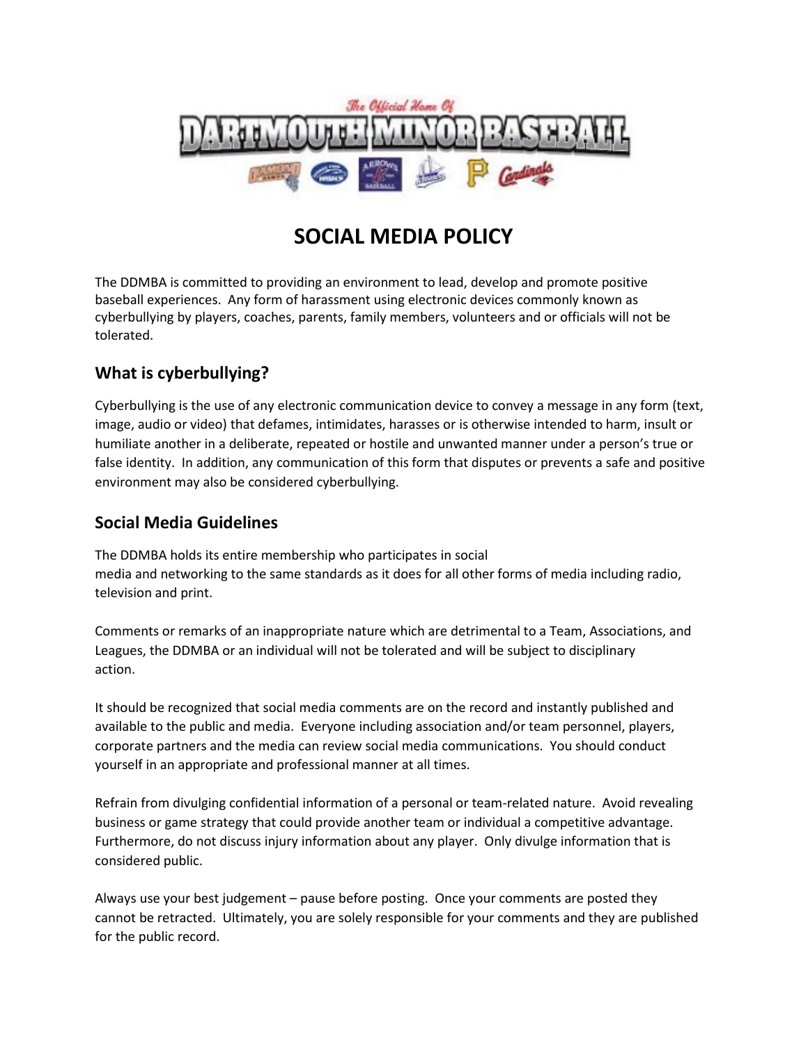# SOCIAL MEDIA POLICY

The DDMBA is committed to providing an environment to lead, develop and promote positive baseball experiences. Any form of harassment using electronic devices commonly known as cyberbullying by players, coaches, parents, family members, volunteers and or officials will not be tolerated.

## What is cyberbullying?

Cyberbullying is the use of any electronic communication device to convey a message in any form (text, image, audio or video) that defames, intimidates, harasses or is otherwise intended to harm, insult or humiliate another in a deliberate, repeated or hostile and unwanted manner under a person's true or false identity. In addition, any communication of this form that disputes or prevents a safe and positive environment may also be considered cyberbullying.

## Social Media Guidelines

The DDMBA holds its entire membership who participates in social media and networking to the same standards as it does for all other forms of media including radio, television and print.

Comments or remarks of an inappropriate nature which are detrimental to a Team, Associations, and Leagues, the DDMBA or an individual will not be tolerated and will be subject to disciplinary action.

It should be recognized that social media comments are on the record and instantly published and available to the public and media. Everyone including association and/or team personnel, players, corporate partners and the media can review social media communications. You should conduct yourself in an appropriate and professional manner at all times.

Refrain from divulging confidential information of a personal or team-related nature. Avoid revealing business or game strategy that could provide another team or individual a competitive advantage. Furthermore, do not discuss injury information about any player. Only divulge information that is considered public.

Always use your best judgement – pause before posting. Once your comments are posted they cannot be retracted. Ultimately, you are solely responsible for your comments and they are published for the public record.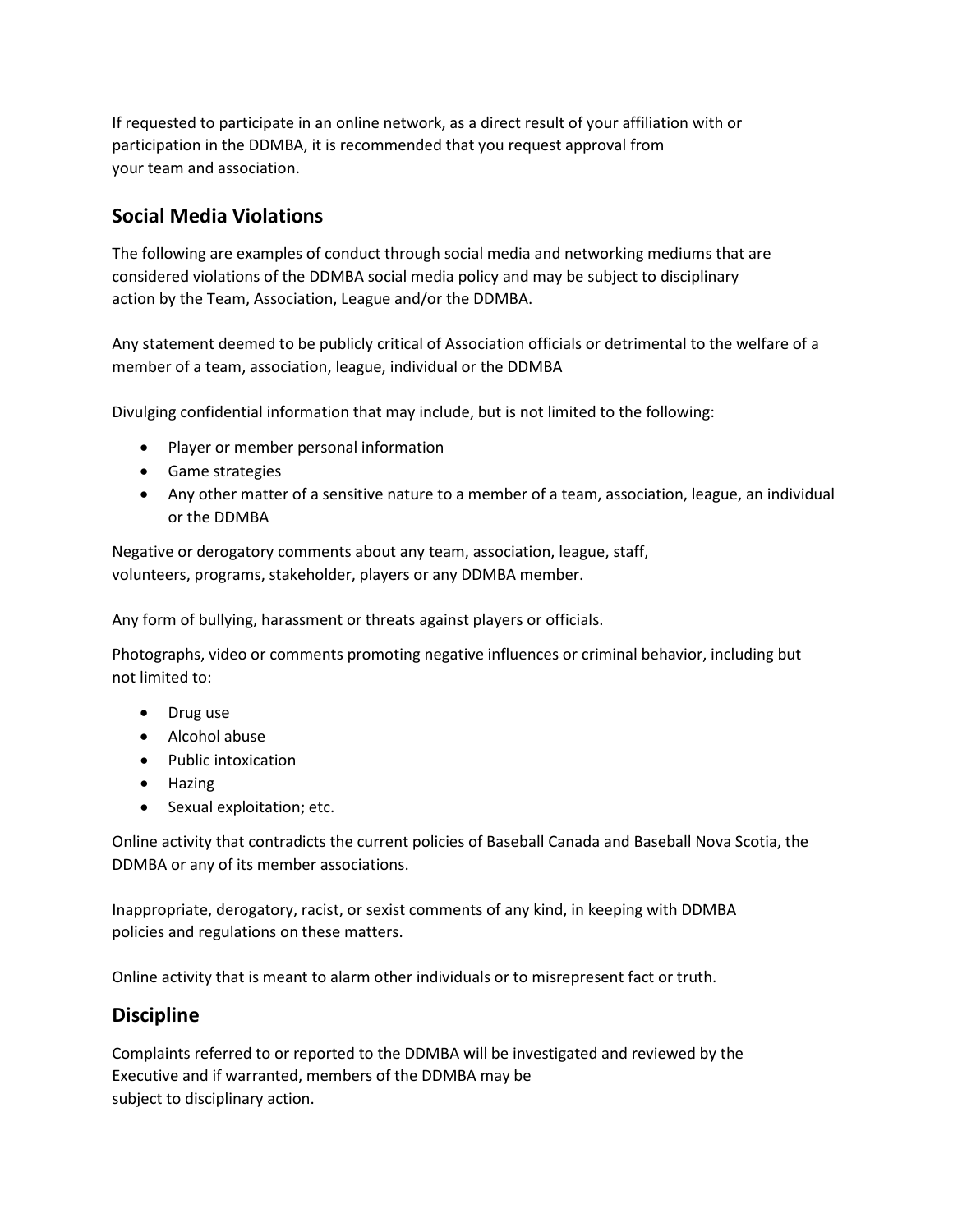If requested to participate in an online network, as a direct result of your affiliation with or participation in the DDMBA, it is recommended that you request approval from your team and association.

## Social Media Violations

The following are examples of conduct through social media and networking mediums that are considered violations of the DDMBA social media policy and may be subject to disciplinary action by the Team, Association, League and/or the DDMBA.

Any statement deemed to be publicly critical of Association officials or detrimental to the welfare of a member of a team, association, league, individual or the DDMBA

Divulging confidential information that may include, but is not limited to the following:

- Player or member personal information
- Game strategies
- Any other matter of a sensitive nature to a member of a team, association, league, an individual or the DDMBA

Negative or derogatory comments about any team, association, league, staff, volunteers, programs, stakeholder, players or any DDMBA member.

Any form of bullying, harassment or threats against players or officials.

Photographs, video or comments promoting negative influences or criminal behavior, including but not limited to:

- Drug use
- Alcohol abuse
- Public intoxication
- Hazing
- Sexual exploitation; etc.

Online activity that contradicts the current policies of Baseball Canada and Baseball Nova Scotia, the DDMBA or any of its member associations.

Inappropriate, derogatory, racist, or sexist comments of any kind, in keeping with DDMBA policies and regulations on these matters.

Online activity that is meant to alarm other individuals or to misrepresent fact or truth.

## Discipline

Complaints referred to or reported to the DDMBA will be investigated and reviewed by the Executive and if warranted, members of the DDMBA may be subject to disciplinary action.